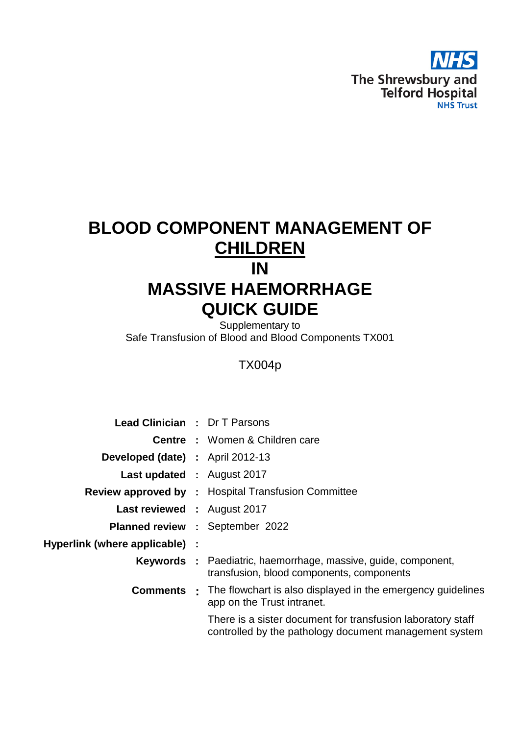NHS

The Shrewsbury and Telford Hospital

NHS Trust

# BLOOD COMPONENT MANAGEMENT OF CHILDREN IN MASSIVE HAEMORRHAGE QUICK GUIDE

Supplementary to
Safe Transfusion of Blood and Blood Components TX001

TX004p

| | | |
|---|---|---|
| **Lead Clinician** | : | Dr T Parsons |
| **Centre** | : | Women & Children care |
| **Developed (date)** | : | April 2012-13 |
| **Last updated** | : | August 2017 |
| **Review approved by** | : | Hospital Transfusion Committee |
| **Last reviewed** | : | August 2017 |
| **Planned review** | : | September 2022 |
| **Hyperlink (where applicable)** | : | |
| **Keywords** | : | Paediatric, haemorrhage, massive, guide, component, transfusion, blood components, components |
| **Comments** | : | The flowchart is also displayed in the emergency guidelines app on the Trust intranet. There is a sister document for transfusion laboratory staff controlled by the pathology document management system |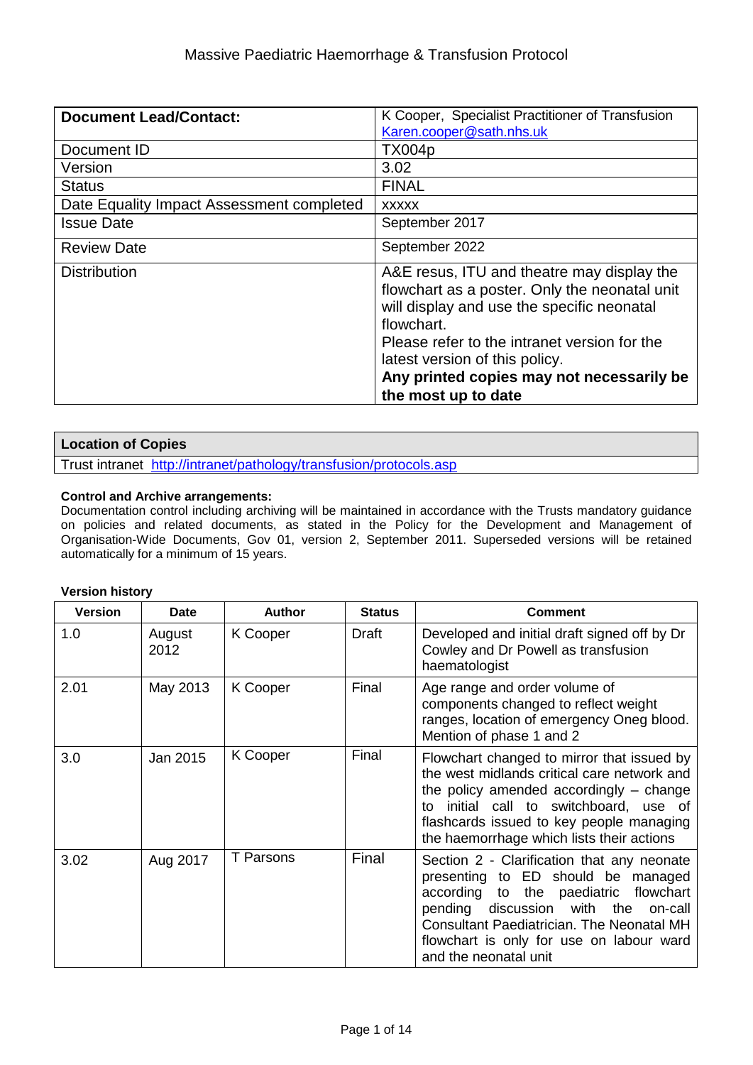# Massive Paediatric Haemorrhage & Transfusion Protocol

| **Document Lead/Contact:** | K Cooper, Specialist Practitioner of Transfusion Karen.cooper@sath.nhs.uk |
|---|---|
| Document ID | TX004p |
| Version | 3.02 |
| Status | FINAL |
| Date Equality Impact Assessment completed | xxxxx |
| Issue Date | September 2017 |
| Review Date | September 2022 |
| Distribution | A&E resus, ITU and theatre may display the flowchart as a poster. Only the neonatal unit will display and use the specific neonatal flowchart. Please refer to the intranet version for the latest version of this policy. **Any printed copies may not necessarily be the most up to date** |

| **Location of Copies** |
|---|
| Trust intranet http://intranet/pathology/transfusion/protocols.asp |

**Control and Archive arrangements:**
Documentation control including archiving will be maintained in accordance with the Trusts mandatory guidance on policies and related documents, as stated in the Policy for the Development and Management of Organisation-Wide Documents, Gov 01, version 2, September 2011. Superseded versions will be retained automatically for a minimum of 15 years.

**Version history**

| Version | Date | Author | Status | Comment |
|---|---|---|---|---|
| 1.0 | August 2012 | K Cooper | Draft | Developed and initial draft signed off by Dr Cowley and Dr Powell as transfusion haematologist |
| 2.01 | May 2013 | K Cooper | Final | Age range and order volume of components changed to reflect weight ranges, location of emergency Oneg blood. Mention of phase 1 and 2 |
| 3.0 | Jan 2015 | K Cooper | Final | Flowchart changed to mirror that issued by the west midlands critical care network and the policy amended accordingly – change to initial call to switchboard, use of flashcards issued to key people managing the haemorrhage which lists their actions |
| 3.02 | Aug 2017 | T Parsons | Final | Section 2 - Clarification that any neonate presenting to ED should be managed according to the paediatric flowchart pending discussion with the on-call Consultant Paediatrician. The Neonatal MH flowchart is only for use on labour ward and the neonatal unit |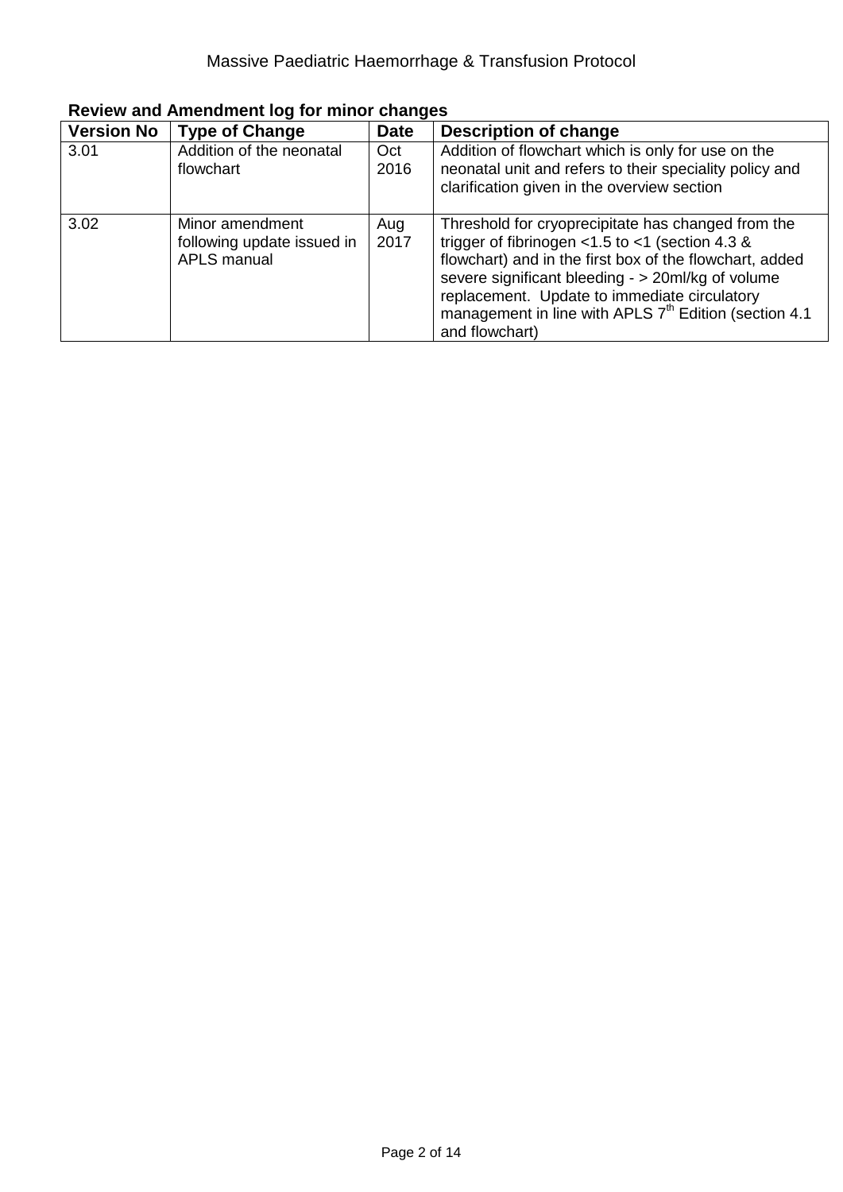**Review and Amendment log for minor changes**

| Version No | Type of Change | Date | Description of change |
|---|---|---|---|
| 3.01 | Addition of the neonatal flowchart | Oct 2016 | Addition of flowchart which is only for use on the neonatal unit and refers to their speciality policy and clarification given in the overview section |
| 3.02 | Minor amendment following update issued in APLS manual | Aug 2017 | Threshold for cryoprecipitate has changed from the trigger of fibrinogen <1.5 to <1 (section 4.3 & flowchart) and in the first box of the flowchart, added severe significant bleeding - > 20ml/kg of volume replacement. Update to immediate circulatory management in line with APLS 7th Edition (section 4.1 and flowchart) |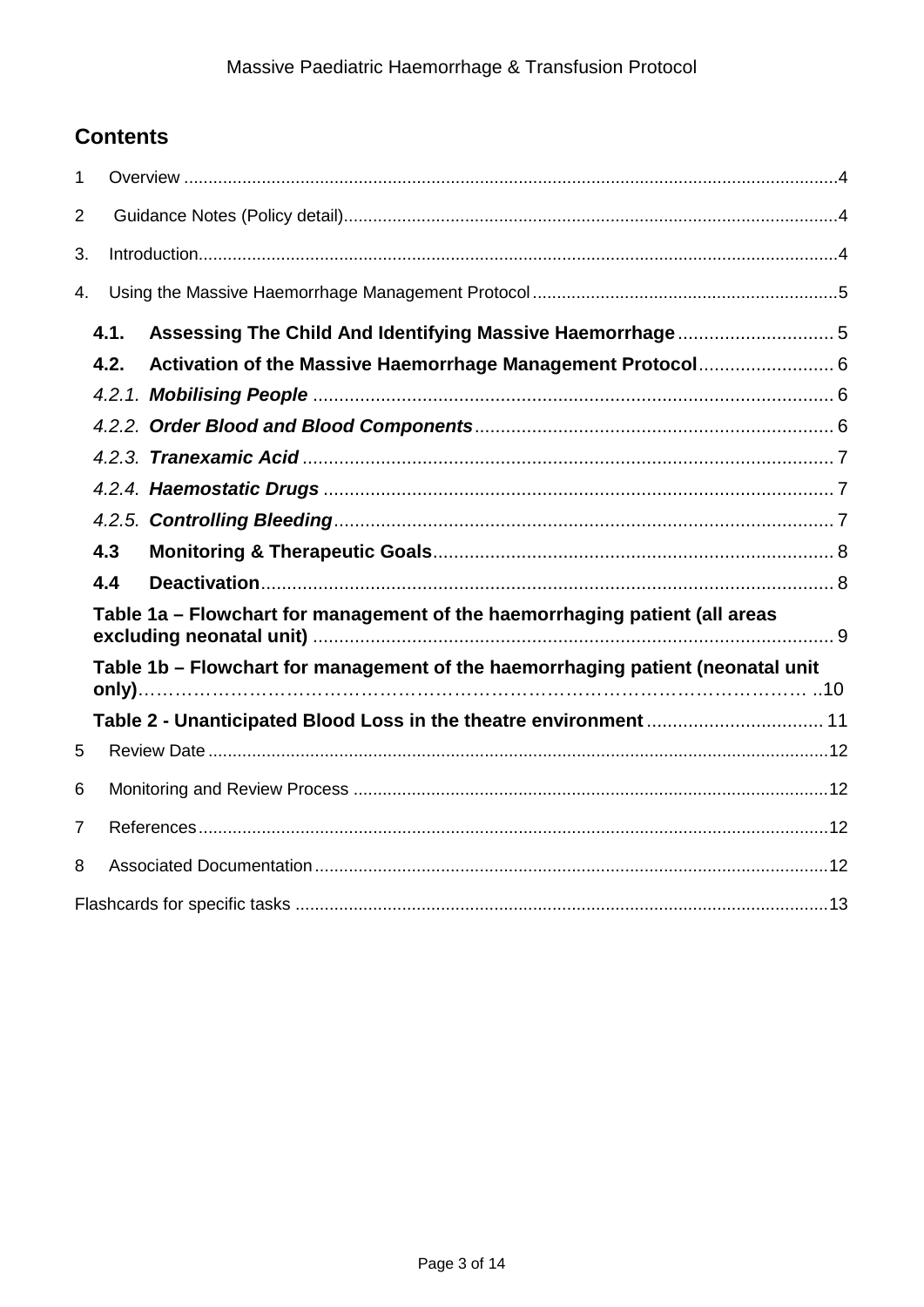## Contents

1 Overview ....................................................................................................4

2 Guidance Notes (Policy detail)....................................................................................................4

3. Introduction....................................................................................................4

4. Using the Massive Haemorrhage Management Protocol ....................................................................................................5

**4.1. Assessing The Child And Identifying Massive Haemorrhage** ....................................................................................................5

**4.2. Activation of the Massive Haemorrhage Management Protocol**....................................................................................................6

*4.2.1.* ***Mobilising People*** ....................................................................................................6

*4.2.2.* ***Order Blood and Blood Components***....................................................................................................6

*4.2.3.* ***Tranexamic Acid*** ....................................................................................................7

*4.2.4.* ***Haemostatic Drugs*** ....................................................................................................7

*4.2.5.* ***Controlling Bleeding***....................................................................................................7

**4.3 Monitoring & Therapeutic Goals**....................................................................................................8

**4.4 Deactivation**....................................................................................................8

**Table 1a – Flowchart for management of the haemorrhaging patient (all areas excluding neonatal unit)** ....................................................................................................9

**Table 1b – Flowchart for management of the haemorrhaging patient (neonatal unit only)**…………………………………………………………………………………… ..10

**Table 2 - Unanticipated Blood Loss in the theatre environment** ....................................................................................................11

5 Review Date ....................................................................................................12

6 Monitoring and Review Process ....................................................................................................12

7 References....................................................................................................12

8 Associated Documentation....................................................................................................12

Flashcards for specific tasks ....................................................................................................13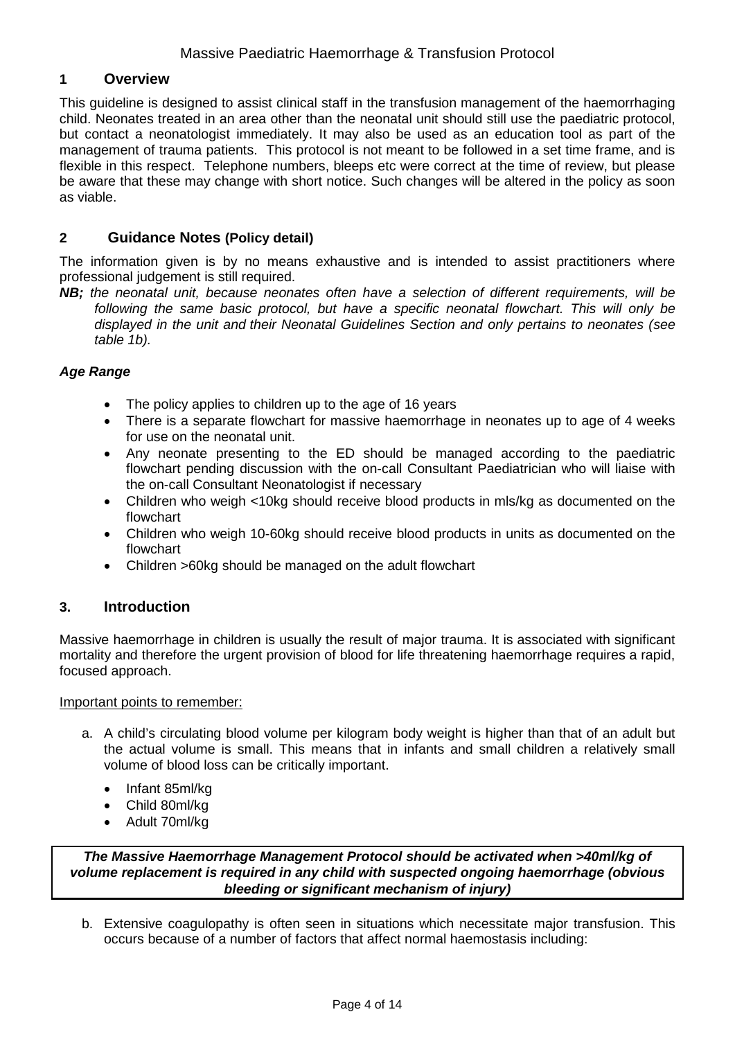## 1 Overview

This guideline is designed to assist clinical staff in the transfusion management of the haemorrhaging child. Neonates treated in an area other than the neonatal unit should still use the paediatric protocol, but contact a neonatologist immediately. It may also be used as an education tool as part of the management of trauma patients. This protocol is not meant to be followed in a set time frame, and is flexible in this respect. Telephone numbers, bleeps etc were correct at the time of review, but please be aware that these may change with short notice. Such changes will be altered in the policy as soon as viable.

## 2 Guidance Notes (Policy detail)

The information given is by no means exhaustive and is intended to assist practitioners where professional judgement is still required.

***NB;** the neonatal unit, because neonates often have a selection of different requirements, will be following the same basic protocol, but have a specific neonatal flowchart. This will only be displayed in the unit and their Neonatal Guidelines Section and only pertains to neonates (see table 1b).*

### *Age Range*

- The policy applies to children up to the age of 16 years
- There is a separate flowchart for massive haemorrhage in neonates up to age of 4 weeks for use on the neonatal unit.
- Any neonate presenting to the ED should be managed according to the paediatric flowchart pending discussion with the on-call Consultant Paediatrician who will liaise with the on-call Consultant Neonatologist if necessary
- Children who weigh <10kg should receive blood products in mls/kg as documented on the flowchart
- Children who weigh 10-60kg should receive blood products in units as documented on the flowchart
- Children >60kg should be managed on the adult flowchart

## 3. Introduction

Massive haemorrhage in children is usually the result of major trauma. It is associated with significant mortality and therefore the urgent provision of blood for life threatening haemorrhage requires a rapid, focused approach.

Important points to remember:

a. A child's circulating blood volume per kilogram body weight is higher than that of an adult but the actual volume is small. This means that in infants and small children a relatively small volume of blood loss can be critically important.

   - Infant 85ml/kg
   - Child 80ml/kg
   - Adult 70ml/kg

***The Massive Haemorrhage Management Protocol should be activated when >40ml/kg of volume replacement is required in any child with suspected ongoing haemorrhage (obvious bleeding or significant mechanism of injury)***

b. Extensive coagulopathy is often seen in situations which necessitate major transfusion. This occurs because of a number of factors that affect normal haemostasis including: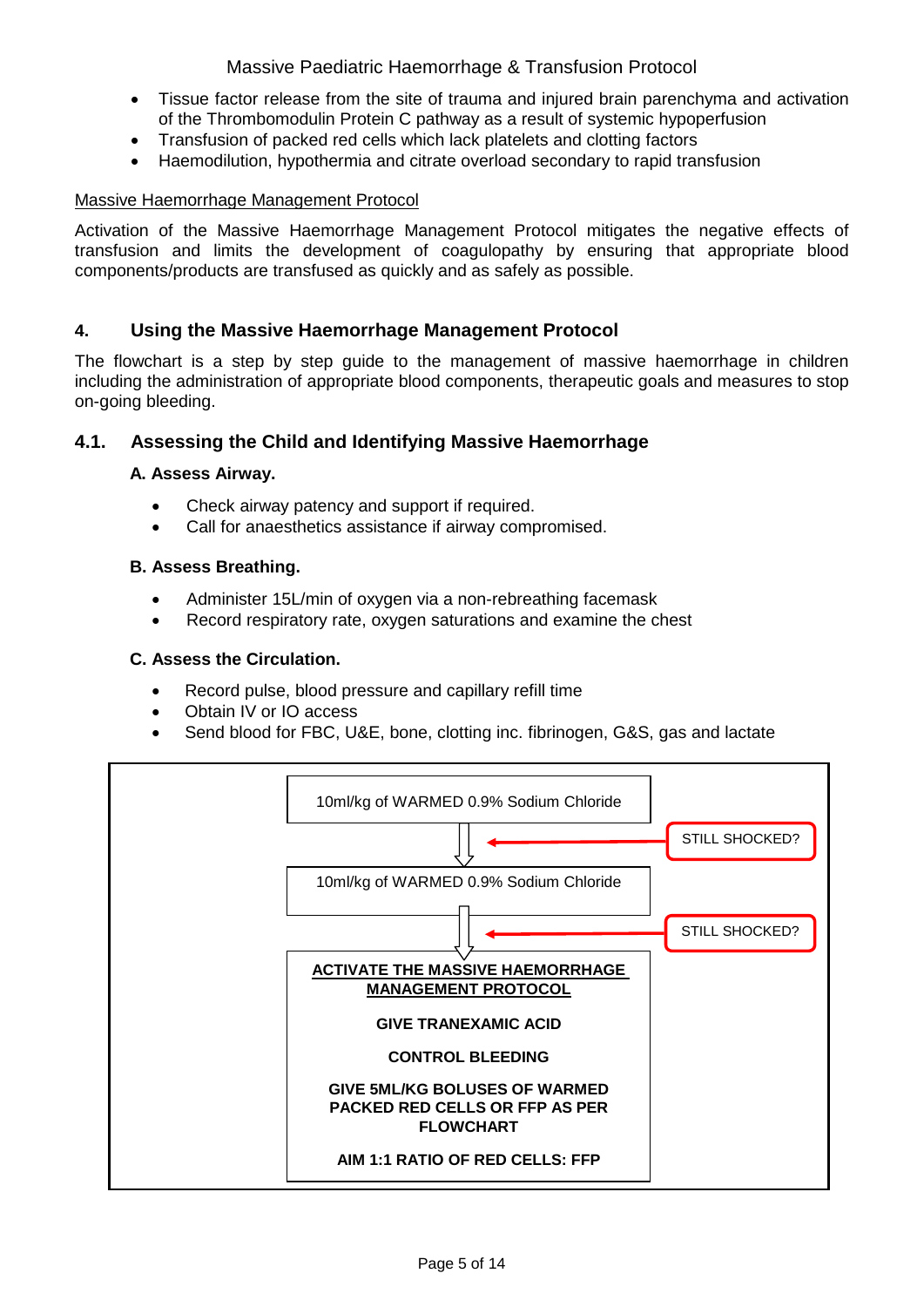- Tissue factor release from the site of trauma and injured brain parenchyma and activation of the Thrombomodulin Protein C pathway as a result of systemic hypoperfusion
- Transfusion of packed red cells which lack platelets and clotting factors
- Haemodilution, hypothermia and citrate overload secondary to rapid transfusion

Massive Haemorrhage Management Protocol

Activation of the Massive Haemorrhage Management Protocol mitigates the negative effects of transfusion and limits the development of coagulopathy by ensuring that appropriate blood components/products are transfused as quickly and as safely as possible.

## 4. Using the Massive Haemorrhage Management Protocol

The flowchart is a step by step guide to the management of massive haemorrhage in children including the administration of appropriate blood components, therapeutic goals and measures to stop on-going bleeding.

### 4.1. Assessing the Child and Identifying Massive Haemorrhage

**A. Assess Airway.**

- Check airway patency and support if required.
- Call for anaesthetics assistance if airway compromised.

**B. Assess Breathing.**

- Administer 15L/min of oxygen via a non-rebreathing facemask
- Record respiratory rate, oxygen saturations and examine the chest

**C. Assess the Circulation.**

- Record pulse, blood pressure and capillary refill time
- Obtain IV or IO access
- Send blood for FBC, U&E, bone, clotting inc. fibrinogen, G&S, gas and lactate

10ml/kg of WARMED 0.9% Sodium Chloride

↓ STILL SHOCKED?

10ml/kg of WARMED 0.9% Sodium Chloride

↓ STILL SHOCKED?

**ACTIVATE THE MASSIVE HAEMORRHAGE MANAGEMENT PROTOCOL**

**GIVE TRANEXAMIC ACID**

**CONTROL BLEEDING**

**GIVE 5ML/KG BOLUSES OF WARMED PACKED RED CELLS OR FFP AS PER FLOWCHART**

**AIM 1:1 RATIO OF RED CELLS: FFP**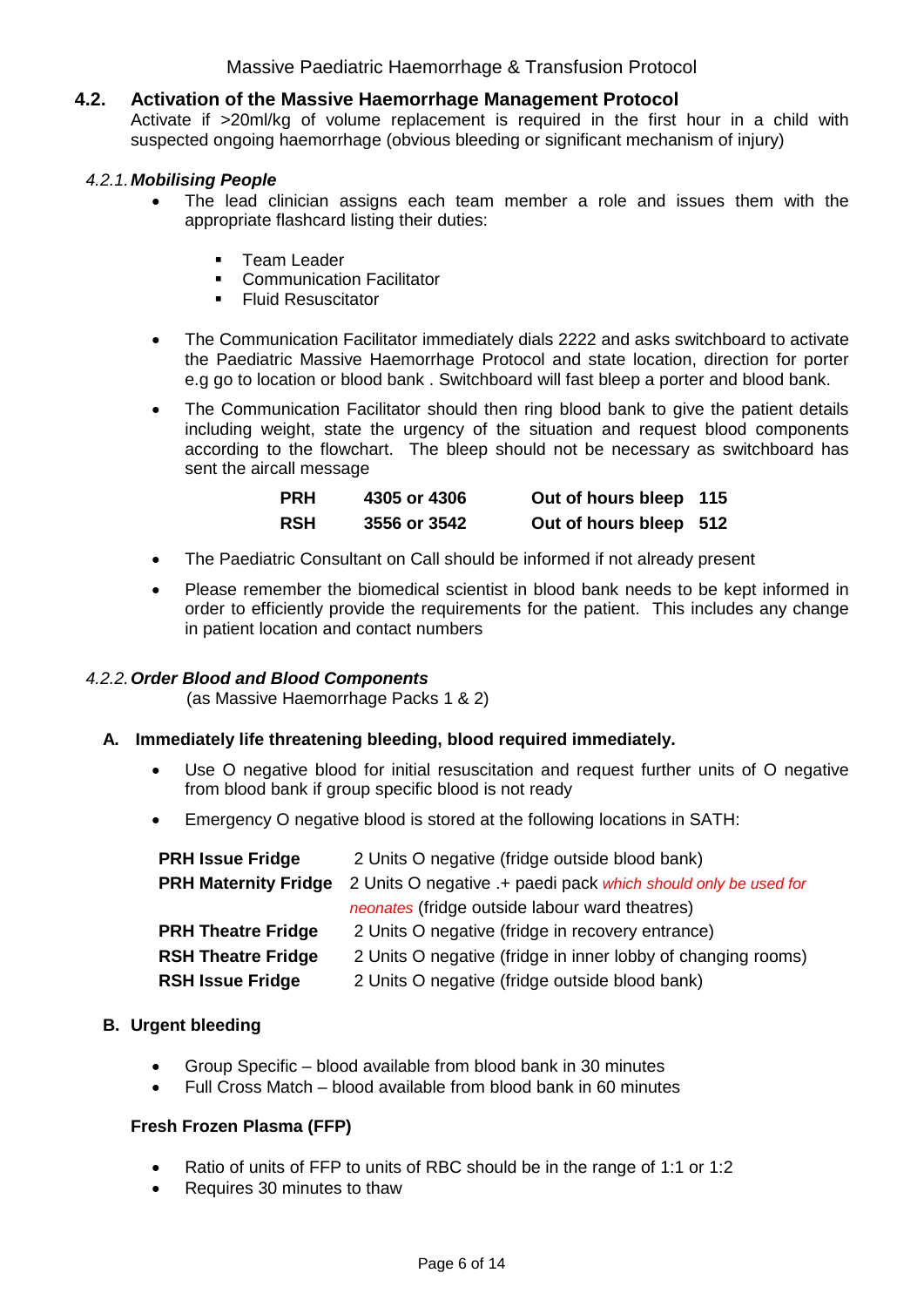## 4.2. Activation of the Massive Haemorrhage Management Protocol

Activate if >20ml/kg of volume replacement is required in the first hour in a child with suspected ongoing haemorrhage (obvious bleeding or significant mechanism of injury)

### *4.2.1. Mobilising People*

- The lead clinician assigns each team member a role and issues them with the appropriate flashcard listing their duties:
  - Team Leader
  - Communication Facilitator
  - Fluid Resuscitator
- The Communication Facilitator immediately dials 2222 and asks switchboard to activate the Paediatric Massive Haemorrhage Protocol and state location, direction for porter e.g go to location or blood bank . Switchboard will fast bleep a porter and blood bank.
- The Communication Facilitator should then ring blood bank to give the patient details including weight, state the urgency of the situation and request blood components according to the flowchart. The bleep should not be necessary as switchboard has sent the aircall message

| | | | |
|---|---|---|---|
| **PRH** | **4305 or 4306** | **Out of hours bleep** | **115** |
| **RSH** | **3556 or 3542** | **Out of hours bleep** | **512** |

- The Paediatric Consultant on Call should be informed if not already present
- Please remember the biomedical scientist in blood bank needs to be kept informed in order to efficiently provide the requirements for the patient. This includes any change in patient location and contact numbers

### *4.2.2. Order Blood and Blood Components*

(as Massive Haemorrhage Packs 1 & 2)

**A. Immediately life threatening bleeding, blood required immediately.**

- Use O negative blood for initial resuscitation and request further units of O negative from blood bank if group specific blood is not ready
- Emergency O negative blood is stored at the following locations in SATH:

| | |
|---|---|
| **PRH Issue Fridge** | 2 Units O negative (fridge outside blood bank) |
| **PRH Maternity Fridge** | 2 Units O negative .+ paedi pack *which should only be used for neonates* (fridge outside labour ward theatres) |
| **PRH Theatre Fridge** | 2 Units O negative (fridge in recovery entrance) |
| **RSH Theatre Fridge** | 2 Units O negative (fridge in inner lobby of changing rooms) |
| **RSH Issue Fridge** | 2 Units O negative (fridge outside blood bank) |

**B. Urgent bleeding**

- Group Specific – blood available from blood bank in 30 minutes
- Full Cross Match – blood available from blood bank in 60 minutes

**Fresh Frozen Plasma (FFP)**

- Ratio of units of FFP to units of RBC should be in the range of 1:1 or 1:2
- Requires 30 minutes to thaw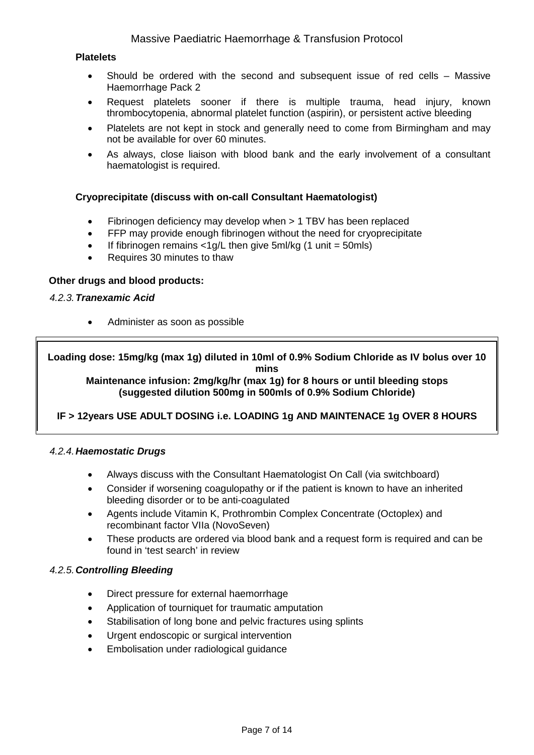**Platelets**

- Should be ordered with the second and subsequent issue of red cells – Massive Haemorrhage Pack 2
- Request platelets sooner if there is multiple trauma, head injury, known thrombocytopenia, abnormal platelet function (aspirin), or persistent active bleeding
- Platelets are not kept in stock and generally need to come from Birmingham and may not be available for over 60 minutes.
- As always, close liaison with blood bank and the early involvement of a consultant haematologist is required.

**Cryoprecipitate (discuss with on-call Consultant Haematologist)**

- Fibrinogen deficiency may develop when > 1 TBV has been replaced
- FFP may provide enough fibrinogen without the need for cryoprecipitate
- If fibrinogen remains <1g/L then give 5ml/kg (1 unit = 50mls)
- Requires 30 minutes to thaw

**Other drugs and blood products:**

#### *4.2.3. **Tranexamic Acid***

- Administer as soon as possible

**Loading dose: 15mg/kg (max 1g) diluted in 10ml of 0.9% Sodium Chloride as IV bolus over 10 mins**
**Maintenance infusion: 2mg/kg/hr (max 1g) for 8 hours or until bleeding stops (suggested dilution 500mg in 500mls of 0.9% Sodium Chloride)**

**IF > 12years USE ADULT DOSING i.e. LOADING 1g AND MAINTENACE 1g OVER 8 HOURS**

#### *4.2.4. **Haemostatic Drugs***

- Always discuss with the Consultant Haematologist On Call (via switchboard)
- Consider if worsening coagulopathy or if the patient is known to have an inherited bleeding disorder or to be anti-coagulated
- Agents include Vitamin K, Prothrombin Complex Concentrate (Octoplex) and recombinant factor VIIa (NovoSeven)
- These products are ordered via blood bank and a request form is required and can be found in 'test search' in review

#### *4.2.5. **Controlling Bleeding***

- Direct pressure for external haemorrhage
- Application of tourniquet for traumatic amputation
- Stabilisation of long bone and pelvic fractures using splints
- Urgent endoscopic or surgical intervention
- Embolisation under radiological guidance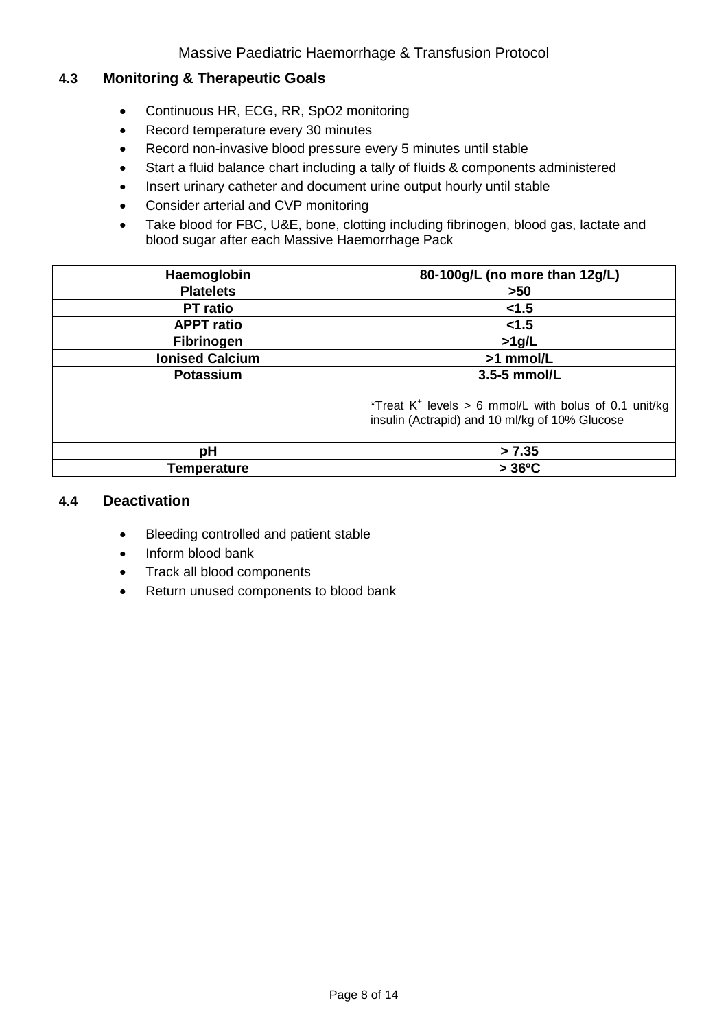### 4.3 Monitoring & Therapeutic Goals

- Continuous HR, ECG, RR, SpO2 monitoring
- Record temperature every 30 minutes
- Record non-invasive blood pressure every 5 minutes until stable
- Start a fluid balance chart including a tally of fluids & components administered
- Insert urinary catheter and document urine output hourly until stable
- Consider arterial and CVP monitoring
- Take blood for FBC, U&E, bone, clotting including fibrinogen, blood gas, lactate and blood sugar after each Massive Haemorrhage Pack

| Haemoglobin | 80-100g/L (no more than 12g/L) |
|---|---|
| **Platelets** | **>50** |
| **PT ratio** | **<1.5** |
| **APPT ratio** | **<1.5** |
| **Fibrinogen** | **>1g/L** |
| **Ionised Calcium** | **>1 mmol/L** |
| **Potassium** | **3.5-5 mmol/L**<br><br>*Treat $K^+$ levels > 6 mmol/L with bolus of 0.1 unit/kg insulin (Actrapid) and 10 ml/kg of 10% Glucose |
| **pH** | **> 7.35** |
| **Temperature** | **> 36ºC** |

### 4.4 Deactivation

- Bleeding controlled and patient stable
- Inform blood bank
- Track all blood components
- Return unused components to blood bank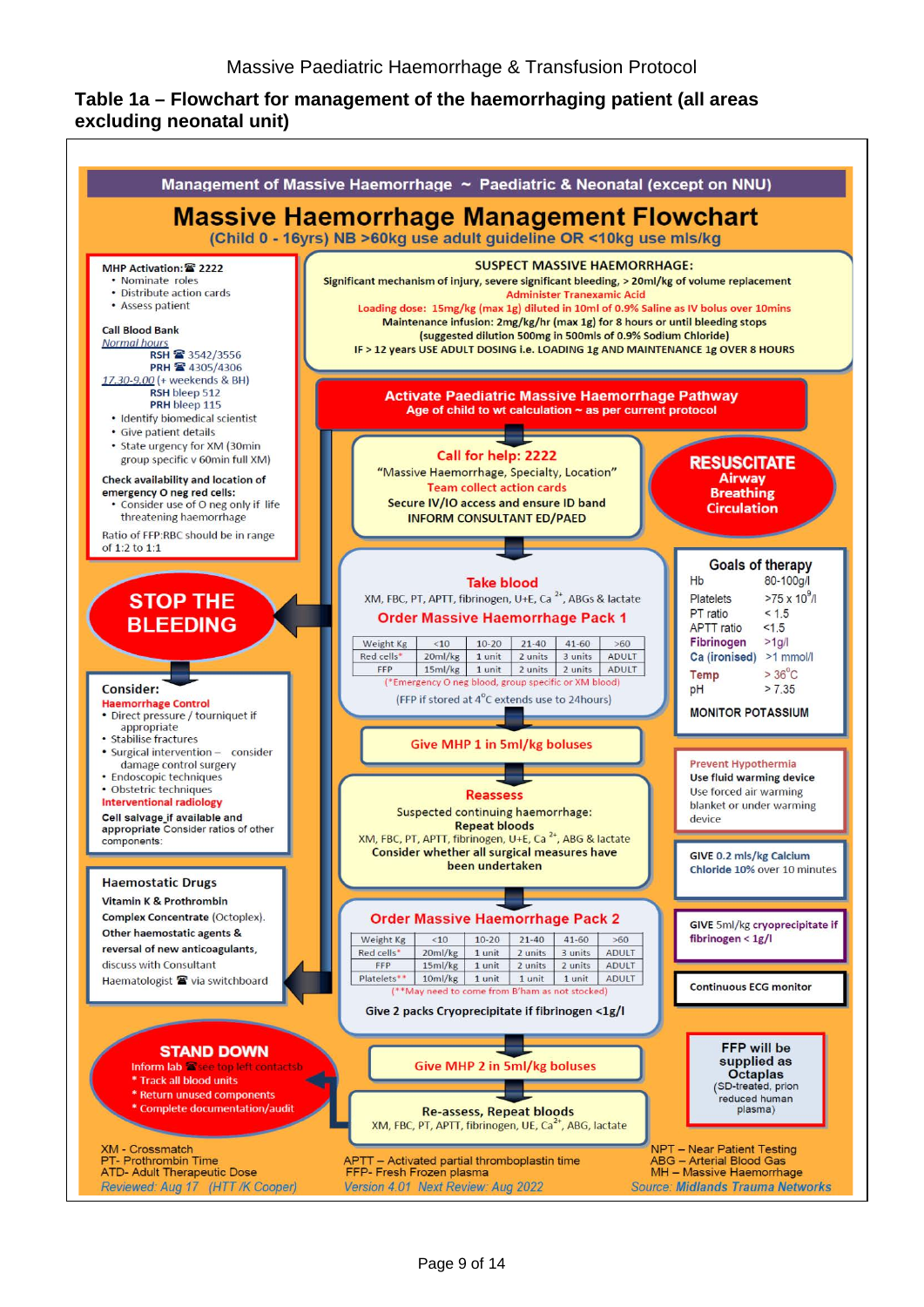## Table 1a – Flowchart for management of the haemorrhaging patient (all areas excluding neonatal unit)

**Management of Massive Haemorrhage ~ Paediatric & Neonatal (except on NNU)**

# Massive Haemorrhage Management Flowchart

**(Child 0 - 16yrs) NB >60kg use adult guideline OR <10kg use mls/kg**

**MHP Activation: ☎ 2222**
- Nominate roles
- Distribute action cards
- Assess patient

**Call Blood Bank**

*Normal hours*
**RSH** ☎ 3542/3556
**PRH** ☎ 4305/4306

*17.30-9.00* (+ weekends & BH)
**RSH** bleep 512
**PRH** bleep 115

- Identify biomedical scientist
- Give patient details
- State urgency for XM (30min group specific v 60min full XM)

**Check availability and location of emergency O neg red cells:**
- Consider use of O neg only if life threatening haemorrhage

Ratio of FFP:RBC should be in range of 1:2 to 1:1

**SUSPECT MASSIVE HAEMORRHAGE:**

**Significant mechanism of injury, severe significant bleeding, > 20ml/kg of volume replacement**

**Administer Tranexamic Acid**

**Loading dose: 15mg/kg (max 1g) diluted in 10ml of 0.9% Saline as IV bolus over 10mins**

**Maintenance infusion: 2mg/kg/hr (max 1g) for 8 hours or until bleeding stops**

**(suggested dilution 500mg in 500mls of 0.9% Sodium Chloride)**

**IF > 12 years USE ADULT DOSING i.e. LOADING 1g AND MAINTENANCE 1g OVER 8 HOURS**

**Activate Paediatric Massive Haemorrhage Pathway**
**Age of child to wt calculation ~ as per current protocol**

**Call for help: 2222**
"Massive Haemorrhage, Specialty, Location"
Team collect action cards
**Secure IV/IO access and ensure ID band**
**INFORM CONSULTANT ED/PAED**

**RESUSCITATE**
**Airway**
**Breathing**
**Circulation**

**STOP THE BLEEDING**

**Take blood**
XM, FBC, PT, APTT, fibrinogen, U+E, $Ca^{2+}$, ABGs & lactate

**Order Massive Haemorrhage Pack 1**

| Weight Kg | <10 | 10-20 | 21-40 | 41-60 | >60 |
|---|---|---|---|---|---|
| Red cells* | 20ml/kg | 1 unit | 2 units | 3 units | ADULT |
| FFP | 15ml/kg | 1 unit | 2 units | 2 units | ADULT |

(*Emergency O neg blood, group specific or XM blood)

(FFP if stored at 4°C extends use to 24hours)

**Goals of therapy**

| | |
|---|---|
| Hb | 80-100g/l |
| Platelets | $>75 \times 10^9$/l |
| PT ratio | < 1.5 |
| APTT ratio | <1.5 |
| Fibrinogen | >1g/l |
| Ca (ionised) | >1 mmol/l |
| Temp | > 36°C |
| pH | > 7.35 |

**MONITOR POTASSIUM**

**Consider:**

**Haemorrhage Control**
- Direct pressure / tourniquet if appropriate
- Stabilise fractures
- Surgical intervention – consider damage control surgery
- Endoscopic techniques
- Obstetric techniques

**Interventional radiology**

**Cell salvage if available and appropriate** Consider ratios of other components:

**Give MHP 1 in 5ml/kg boluses**

**Reassess**
Suspected continuing haemorrhage:
**Repeat bloods**
XM, FBC, PT, APTT, fibrinogen, U+E, $Ca^{2+}$, ABG & lactate
**Consider whether all surgical measures have been undertaken**

**Prevent Hypothermia**
**Use fluid warming device**
Use forced air warming blanket or under warming device

**GIVE 0.2 mls/kg Calcium Chloride 10%** over 10 minutes

**Haemostatic Drugs**

**Vitamin K & Prothrombin Complex Concentrate** (Octoplex).
**Other haemostatic agents & reversal of new anticoagulants,** discuss with Consultant Haematologist ☎ via switchboard

**Order Massive Haemorrhage Pack 2**

| Weight Kg | <10 | 10-20 | 21-40 | 41-60 | >60 |
|---|---|---|---|---|---|
| Red cells* | 20ml/kg | 1 unit | 2 units | 3 units | ADULT |
| FFP | 15ml/kg | 1 unit | 2 units | 2 units | ADULT |
| Platelets** | 10ml/kg | 1 unit | 1 unit | 1 unit | ADULT |

(**May need to come from B'ham as not stocked)

**Give 2 packs Cryoprecipitate if fibrinogen <1g/l**

**GIVE** 5ml/kg **cryoprecipitate if fibrinogen < 1g/l**

**Continuous ECG monitor**

**STAND DOWN**
Inform lab ☎ see top left contacts
* Track all blood units
* Return unused components
* Complete documentation/audit

**Give MHP 2 in 5ml/kg boluses**

**Re-assess, Repeat bloods**
XM, FBC, PT, APTT, fibrinogen, UE, $Ca^{2+}$, ABG, lactate

**FFP will be supplied as Octaplas**
(SD-treated, prion reduced human plasma)

XM - Crossmatch
PT- Prothrombin Time
ATD- Adult Therapeutic Dose
APTT – Activated partial thromboplastin time
FFP- Fresh Frozen plasma
NPT – Near Patient Testing
ABG – Arterial Blood Gas
MH – Massive Haemorrhage

*Reviewed: Aug 17 (HTT /K Cooper)* *Version 4.01 Next Review: Aug 2022* *Source: Midlands Trauma Networks*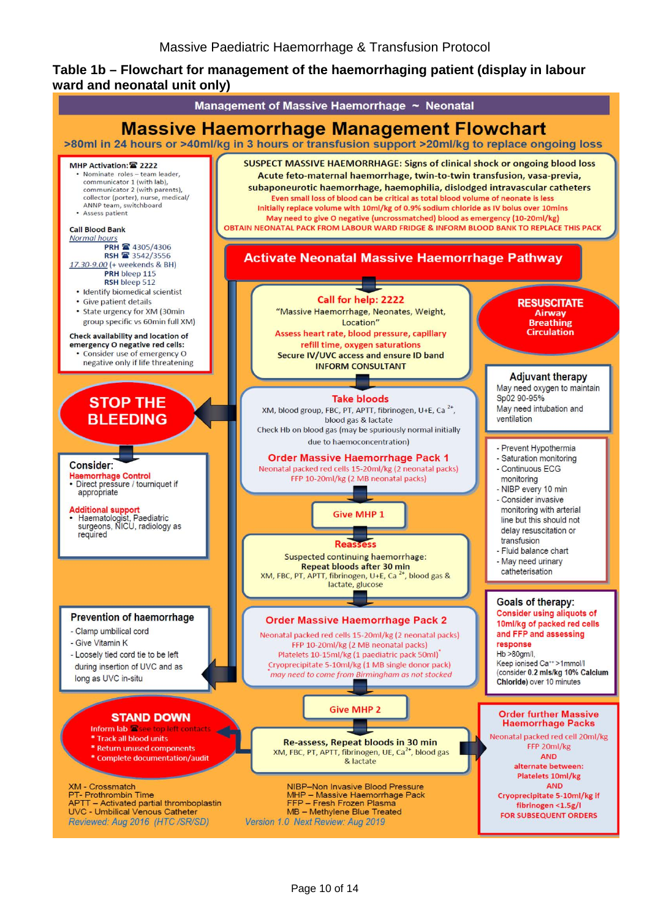## Table 1b – Flowchart for management of the haemorrhaging patient (display in labour ward and neonatal unit only)

**Management of Massive Haemorrhage ~ Neonatal**

# Massive Haemorrhage Management Flowchart

**>80ml in 24 hours or >40ml/kg in 3 hours or transfusion support >20ml/kg to replace ongoing loss**

**MHP Activation: ☎ 2222**

- Nominate roles – team leader, communicator 1 (with lab), communicator 2 (with parents), collector (porter), nurse, medical/ ANNP team, switchboard
- Assess patient

**Call Blood Bank**

*Normal hours*
**PRH** ☎ 4305/4306
**RSH** ☎ 3542/3556
*17.30-9.00* (+ weekends & BH)
**PRH** bleep 115
**RSH** bleep 512

- Identify biomedical scientist
- Give patient details
- State urgency for XM (30min group specific vs 60min full XM)

**Check availability and location of emergency O negative red cells:**

- Consider use of emergency O negative only if life threatening

**SUSPECT MASSIVE HAEMORRHAGE: Signs of clinical shock or ongoing blood loss**
**Acute feto-maternal haemorrhage, twin-to-twin transfusion, vasa-previa, subaponeurotic haemorrhage, haemophilia, dislodged intravascular catheters**
Even small loss of blood can be critical as total blood volume of neonate is less
Initially replace volume with 10ml/kg of 0.9% sodium chloride as IV bolus over 10mins
May need to give O negative (uncrossmatched) blood as emergency (10-20ml/kg)
OBTAIN NEONATAL PACK FROM LABOUR WARD FRIDGE & INFORM BLOOD BANK TO REPLACE THIS PACK

**Activate Neonatal Massive Haemorrhage Pathway**

**Call for help: 2222**
"Massive Haemorrhage, Neonates, Weight, Location"
Assess heart rate, blood pressure, capillary refill time, oxygen saturations
Secure IV/UVC access and ensure ID band
INFORM CONSULTANT

**RESUSCITATE**
**Airway**
**Breathing**
**Circulation**

**Adjuvant therapy**
May need oxygen to maintain Sp02 90-95%
May need intubation and ventilation

**STOP THE BLEEDING**

**Consider:**
**Haemorrhage Control**

- Direct pressure / tourniquet if appropriate

**Additional support**

- Haematologist, Paediatric surgeons, NICU, radiology as required

**Take bloods**
XM, blood group, FBC, PT, APTT, fibrinogen, U+E, $Ca^{2+}$, blood gas & lactate
Check Hb on blood gas (may be spuriously normal initially due to haemoconcentration)

**Order Massive Haemorrhage Pack 1**
Neonatal packed red cells 15-20ml/kg (2 neonatal packs)
FFP 10-20ml/kg (2 MB neonatal packs)

**Give MHP 1**

**Reassess**
Suspected continuing haemorrhage:
**Repeat bloods after 30 min**
XM, FBC, PT, APTT, fibrinogen, U+E, $Ca^{2+}$, blood gas & lactate, glucose

- Prevent Hypothermia
- Saturation monitoring
- Continuous ECG monitoring
- NIBP every 10 min
- Consider invasive monitoring with arterial line but this should not delay resuscitation or transfusion
- Fluid balance chart
- May need urinary catheterisation

**Goals of therapy:**
**Consider using aliquots of 10ml/kg of packed red cells and FFP and assessing response**
Hb >80gm/l,
Keep ionised $Ca^{++}$ >1mmol/l
(consider **0.2 mls/kg 10% Calcium Chloride**) over 10 minutes

**Prevention of haemorrhage**

- Clamp umbilical cord
- Give Vitamin K
- Loosely tied cord tie to be left during insertion of UVC and as long as UVC in-situ

**Order Massive Haemorrhage Pack 2**
Neonatal packed red cells 15-20ml/kg (2 neonatal packs)
FFP 10-20ml/kg (2 MB neonatal packs)
Platelets 10-15ml/kg (1 paediatric pack 50ml)*
Cryoprecipitate 5-10ml/kg (1 MB single donor pack)
*may need to come from Birmingham as not stocked

**Give MHP 2**

**STAND DOWN**
Inform lab ☎ see top left contacts
* Track all blood units
* Return unused components
* Complete documentation/audit

**Re-assess, Repeat bloods in 30 min**
XM, FBC, PT, APTT, fibrinogen, UE, $Ca^{2+}$, blood gas & lactate

**Order further Massive Haemorrhage Packs**
Neonatal packed red cell 20ml/kg
FFP 20ml/kg
AND
alternate between:
Platelets 10ml/kg
AND
Cryoprecipitate 5-10ml/kg if fibrinogen <1.5g/l
FOR SUBSEQUENT ORDERS

XM - Crossmatch
PT- Prothrombin Time
APTT – Activated partial thromboplastin
UVC - Umbilical Venous Catheter
NIBP–Non Invasive Blood Pressure
MHP – Massive Haemorrhage Pack
FFP – Fresh Frozen Plasma
MB – Methylene Blue Treated

*Reviewed: Aug 2016 (HTC /SR/SD)* *Version 1.0 Next Review: Aug 2019*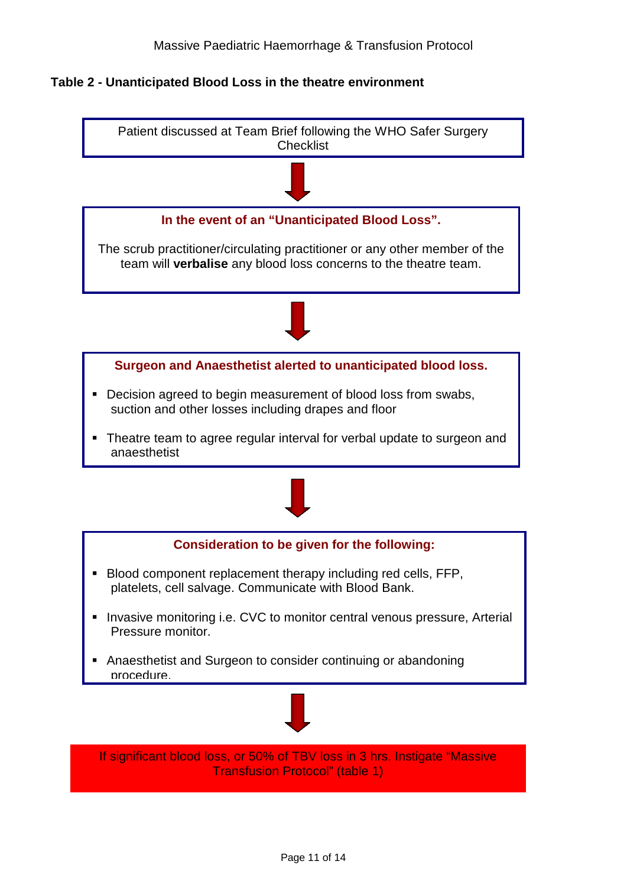**Table 2 - Unanticipated Blood Loss in the theatre environment**

Patient discussed at Team Brief following the WHO Safer Surgery Checklist

↓

**In the event of an "Unanticipated Blood Loss".**

The scrub practitioner/circulating practitioner or any other member of the team will **verbalise** any blood loss concerns to the theatre team.

↓

**Surgeon and Anaesthetist alerted to unanticipated blood loss.**

- Decision agreed to begin measurement of blood loss from swabs, suction and other losses including drapes and floor
- Theatre team to agree regular interval for verbal update to surgeon and anaesthetist

↓

**Consideration to be given for the following:**

- Blood component replacement therapy including red cells, FFP, platelets, cell salvage. Communicate with Blood Bank.
- Invasive monitoring i.e. CVC to monitor central venous pressure, Arterial Pressure monitor.
- Anaesthetist and Surgeon to consider continuing or abandoning procedure.

↓

If significant blood loss, or 50% of TBV loss in 3 hrs. Instigate "Massive Transfusion Protocol" (table 1)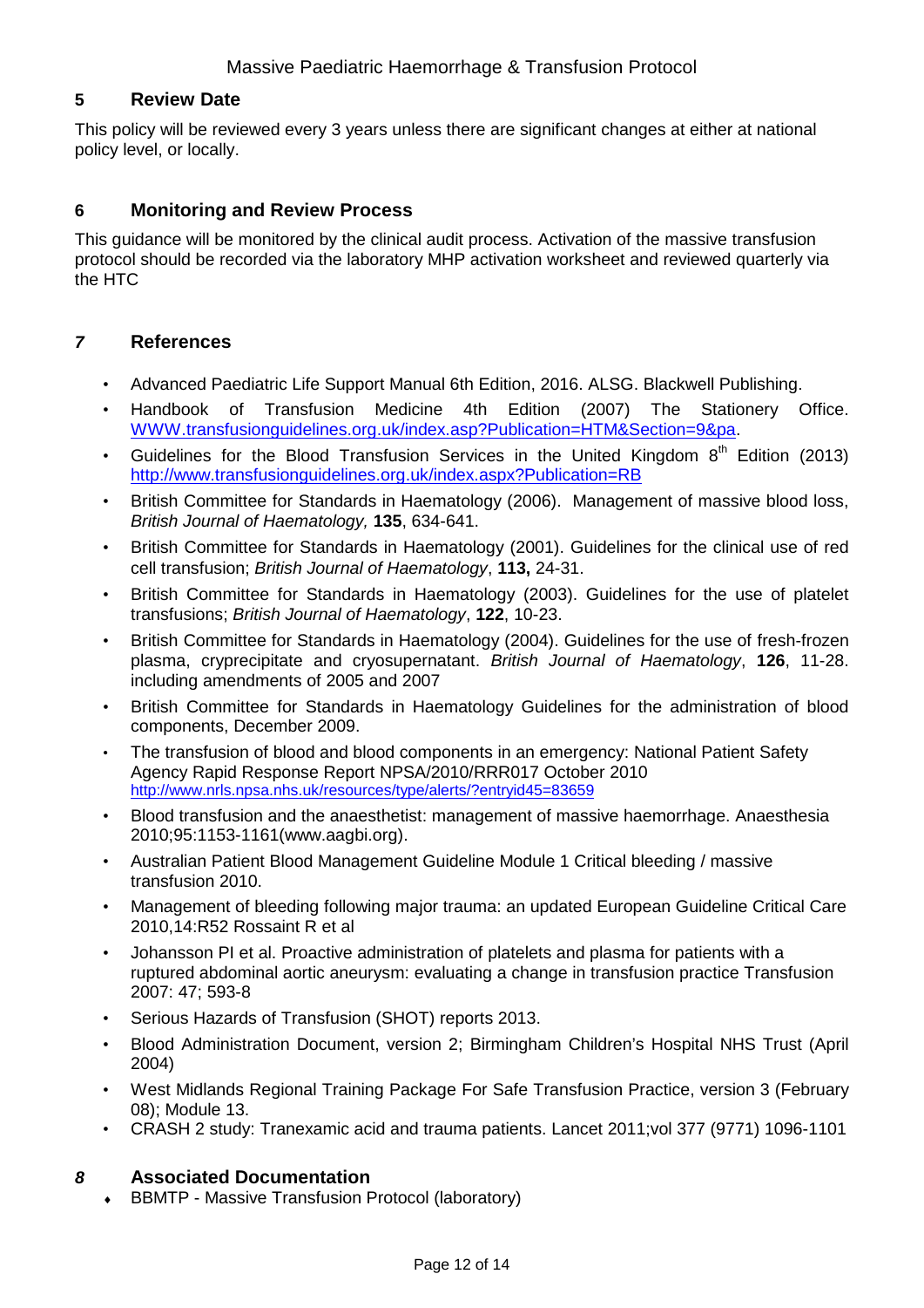## 5 Review Date

This policy will be reviewed every 3 years unless there are significant changes at either at national policy level, or locally.

## 6 Monitoring and Review Process

This guidance will be monitored by the clinical audit process. Activation of the massive transfusion protocol should be recorded via the laboratory MHP activation worksheet and reviewed quarterly via the HTC

## *7* References

- Advanced Paediatric Life Support Manual 6th Edition, 2016. ALSG. Blackwell Publishing.
- Handbook of Transfusion Medicine 4th Edition (2007) The Stationery Office. WWW.transfusionguidelines.org.uk/index.asp?Publication=HTM&Section=9&pa.
- Guidelines for the Blood Transfusion Services in the United Kingdom 8th Edition (2013) http://www.transfusionguidelines.org.uk/index.aspx?Publication=RB
- British Committee for Standards in Haematology (2006). Management of massive blood loss, *British Journal of Haematology,* **135**, 634-641.
- British Committee for Standards in Haematology (2001). Guidelines for the clinical use of red cell transfusion; *British Journal of Haematology*, **113,** 24-31.
- British Committee for Standards in Haematology (2003). Guidelines for the use of platelet transfusions; *British Journal of Haematology*, **122**, 10-23.
- British Committee for Standards in Haematology (2004). Guidelines for the use of fresh-frozen plasma, cryprecipitate and cryosupernatant. *British Journal of Haematology*, **126**, 11-28. including amendments of 2005 and 2007
- British Committee for Standards in Haematology Guidelines for the administration of blood components, December 2009.
- The transfusion of blood and blood components in an emergency: National Patient Safety Agency Rapid Response Report NPSA/2010/RRR017 October 2010 http://www.nrls.npsa.nhs.uk/resources/type/alerts/?entryid45=83659
- Blood transfusion and the anaesthetist: management of massive haemorrhage. Anaesthesia 2010;95:1153-1161(www.aagbi.org).
- Australian Patient Blood Management Guideline Module 1 Critical bleeding / massive transfusion 2010.
- Management of bleeding following major trauma: an updated European Guideline Critical Care 2010,14:R52 Rossaint R et al
- Johansson PI et al. Proactive administration of platelets and plasma for patients with a ruptured abdominal aortic aneurysm: evaluating a change in transfusion practice Transfusion 2007: 47; 593-8
- Serious Hazards of Transfusion (SHOT) reports 2013.
- Blood Administration Document, version 2; Birmingham Children's Hospital NHS Trust (April 2004)
- West Midlands Regional Training Package For Safe Transfusion Practice, version 3 (February 08); Module 13.
- CRASH 2 study: Tranexamic acid and trauma patients. Lancet 2011;vol 377 (9771) 1096-1101

## *8* Associated Documentation

- BBMTP - Massive Transfusion Protocol (laboratory)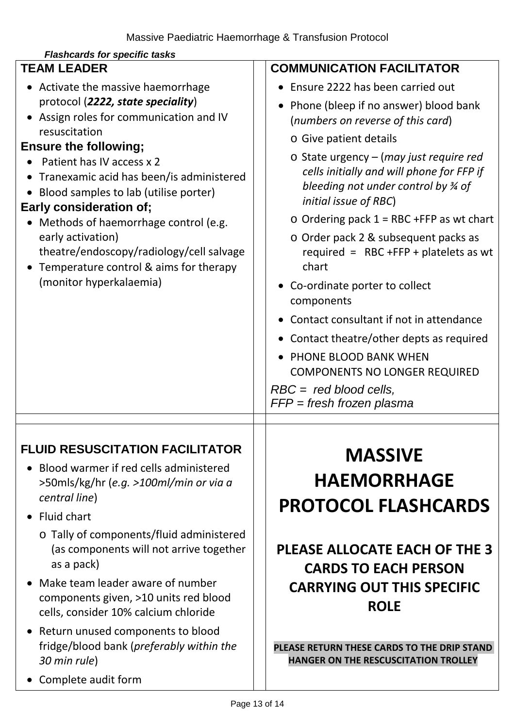*Flashcards for specific tasks*

## TEAM LEADER

- Activate the massive haemorrhage protocol (***2222, state speciality***)
- Assign roles for communication and IV resuscitation

**Ensure the following;**

- Patient has IV access x 2
- Tranexamic acid has been/is administered
- Blood samples to lab (utilise porter)

**Early consideration of;**

- Methods of haemorrhage control (e.g. early activation) theatre/endoscopy/radiology/cell salvage
- Temperature control & aims for therapy (monitor hyperkalaemia)

## COMMUNICATION FACILITATOR

- Ensure 2222 has been carried out
- Phone (bleep if no answer) blood bank (*numbers on reverse of this card*)
  - Give patient details
  - State urgency – (*may just require red cells initially and will phone for FFP if bleeding not under control by ¾ of initial issue of RBC*)
  - Ordering pack 1 = RBC +FFP as wt chart
  - Order pack 2 & subsequent packs as required = RBC +FFP + platelets as wt chart
- Co-ordinate porter to collect components
- Contact consultant if not in attendance
- Contact theatre/other depts as required
- PHONE BLOOD BANK WHEN COMPONENTS NO LONGER REQUIRED

*RBC = red blood cells,*
*FFP = fresh frozen plasma*

## FLUID RESUSCITATION FACILITATOR

- Blood warmer if red cells administered >50mls/kg/hr (*e.g. >100ml/min or via a central line*)
- Fluid chart
  - Tally of components/fluid administered (as components will not arrive together as a pack)
- Make team leader aware of number components given, >10 units red blood cells, consider 10% calcium chloride
- Return unused components to blood fridge/blood bank (*preferably within the 30 min rule*)
- Complete audit form

# MASSIVE HAEMORRHAGE PROTOCOL FLASHCARDS

**PLEASE ALLOCATE EACH OF THE 3 CARDS TO EACH PERSON CARRYING OUT THIS SPECIFIC ROLE**

**PLEASE RETURN THESE CARDS TO THE DRIP STAND HANGER ON THE RESCUSCITATION TROLLEY**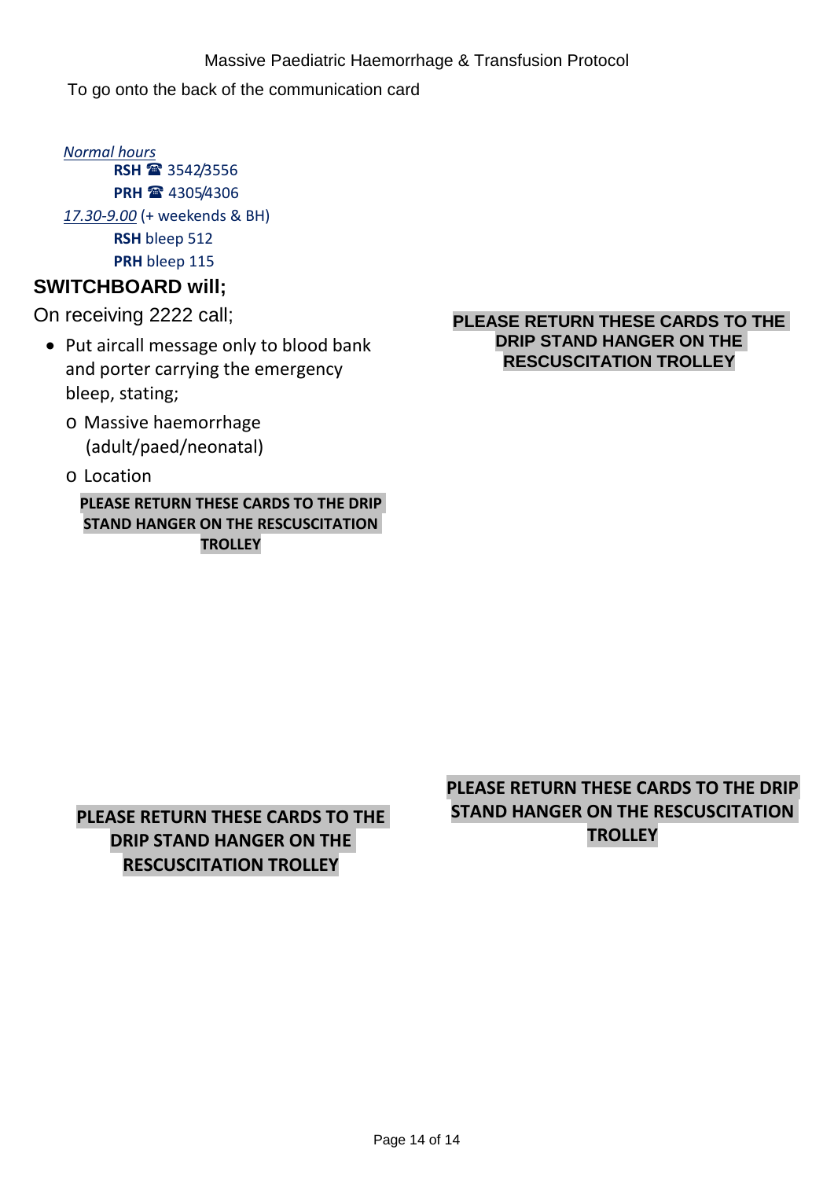To go onto the back of the communication card

*Normal hours*

**RSH** ☎ 3542/3556

**PRH** ☎ 4305/4306

*17.30-9.00* (+ weekends & BH)

**RSH** bleep 512

**PRH** bleep 115

## SWITCHBOARD will;

On receiving 2222 call;

- Put aircall message only to blood bank and porter carrying the emergency bleep, stating;
  - Massive haemorrhage (adult/paed/neonatal)
  - Location

**PLEASE RETURN THESE CARDS TO THE DRIP STAND HANGER ON THE RESCUSCITATION TROLLEY**

**PLEASE RETURN THESE CARDS TO THE DRIP STAND HANGER ON THE RESCUSCITATION TROLLEY**

**PLEASE RETURN THESE CARDS TO THE DRIP STAND HANGER ON THE RESCUSCITATION TROLLEY**

**PLEASE RETURN THESE CARDS TO THE DRIP STAND HANGER ON THE RESCUSCITATION TROLLEY**